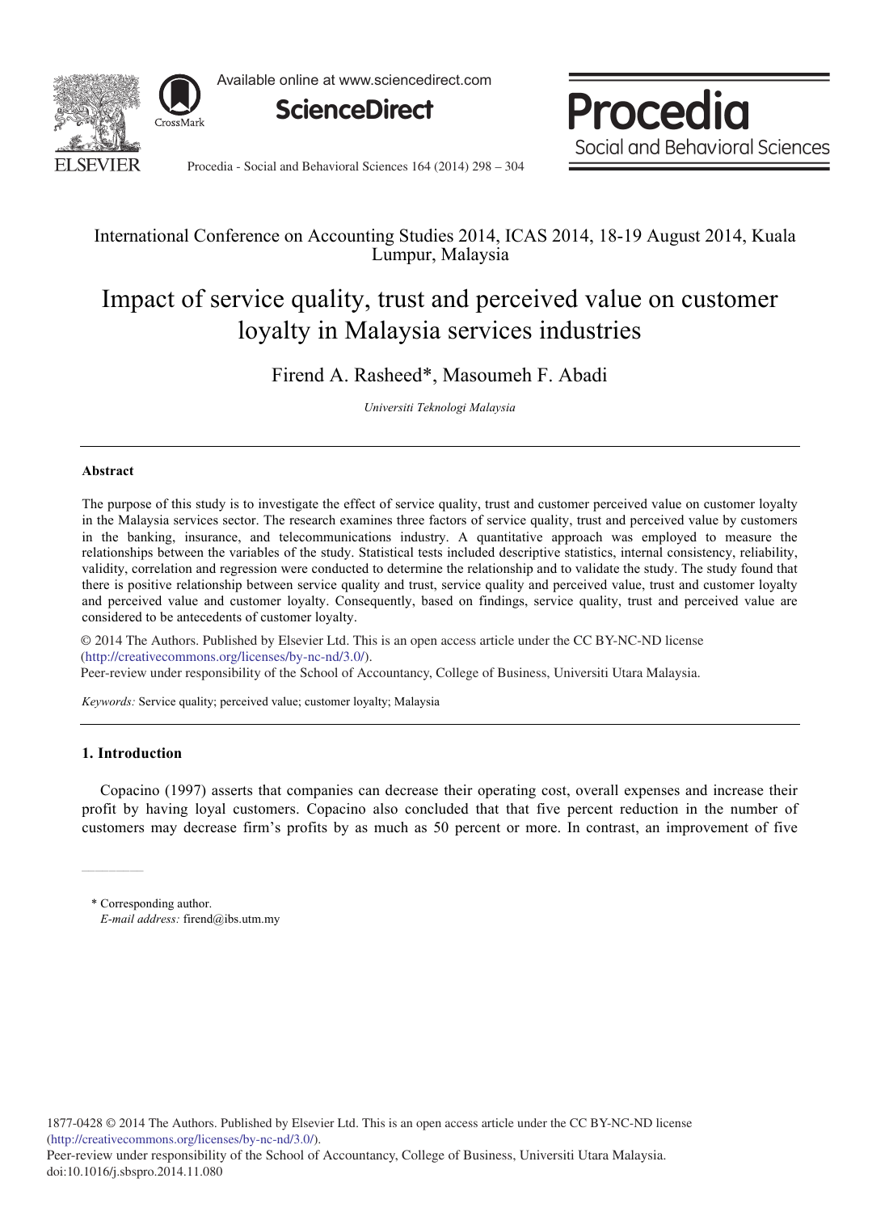International Conference on Accounting Studies 2014, ICAS 2014, 18-19 August 2014, Kuala Lumpur, Malaysia

# Impact of service quality, trust and perceived value on customer loyalty in Malaysia services industries

Firend A. Rasheed*, Masoumeh F. Abadi

*Universiti Teknologi Malaysia*

---

**Abstract**

The purpose of this study is to investigate the effect of service quality, trust and customer perceived value on customer loyalty in the Malaysia services sector. The research examines three factors of service quality, trust and perceived value by customers in the banking, insurance, and telecommunications industry. A quantitative approach was employed to measure the relationships between the variables of the study. Statistical tests included descriptive statistics, internal consistency, reliability, validity, correlation and regression were conducted to determine the relationship and to validate the study. The study found that there is positive relationship between service quality and trust, service quality and perceived value, trust and customer loyalty and perceived value and customer loyalty. Consequently, based on findings, service quality, trust and perceived value are considered to be antecedents of customer loyalty.

© 2014 The Authors. Published by Elsevier Ltd. This is an open access article under the CC BY-NC-ND license (http://creativecommons.org/licenses/by-nc-nd/3.0/).
Peer-review under responsibility of the School of Accountancy, College of Business, Universiti Utara Malaysia.

*Keywords:* Service quality; perceived value; customer loyalty; Malaysia

---

## 1. Introduction

Copacino (1997) asserts that companies can decrease their operating cost, overall expenses and increase their profit by having loyal customers. Copacino also concluded that that five percent reduction in the number of customers may decrease firm's profits by as much as 50 percent or more. In contrast, an improvement of five

\* Corresponding author.
*E-mail address:* firend@ibs.utm.my

1877-0428 © 2014 The Authors. Published by Elsevier Ltd. This is an open access article under the CC BY-NC-ND license (http://creativecommons.org/licenses/by-nc-nd/3.0/).
Peer-review under responsibility of the School of Accountancy, College of Business, Universiti Utara Malaysia.
doi:10.1016/j.sbspro.2014.11.080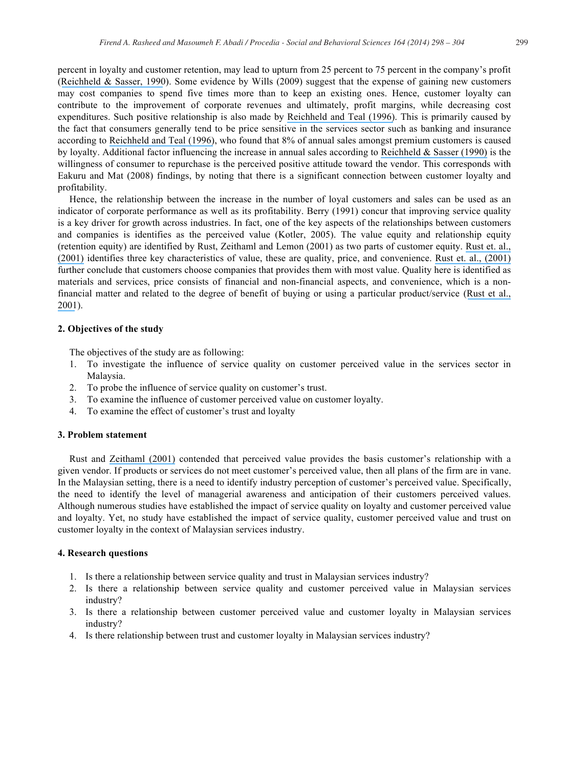percent in loyalty and customer retention, may lead to upturn from 25 percent to 75 percent in the company's profit (Reichheld & Sasser, 1990). Some evidence by Wills (2009) suggest that the expense of gaining new customers may cost companies to spend five times more than to keep an existing ones. Hence, customer loyalty can contribute to the improvement of corporate revenues and ultimately, profit margins, while decreasing cost expenditures. Such positive relationship is also made by Reichheld and Teal (1996). This is primarily caused by the fact that consumers generally tend to be price sensitive in the services sector such as banking and insurance according to Reichheld and Teal (1996), who found that 8% of annual sales amongst premium customers is caused by loyalty. Additional factor influencing the increase in annual sales according to Reichheld & Sasser (1990) is the willingness of consumer to repurchase is the perceived positive attitude toward the vendor. This corresponds with Eakuru and Mat (2008) findings, by noting that there is a significant connection between customer loyalty and profitability.

Hence, the relationship between the increase in the number of loyal customers and sales can be used as an indicator of corporate performance as well as its profitability. Berry (1991) concur that improving service quality is a key driver for growth across industries. In fact, one of the key aspects of the relationships between customers and companies is identifies as the perceived value (Kotler, 2005). The value equity and relationship equity (retention equity) are identified by Rust, Zeithaml and Lemon (2001) as two parts of customer equity. Rust et. al., (2001) identifies three key characteristics of value, these are quality, price, and convenience. Rust et. al., (2001) further conclude that customers choose companies that provides them with most value. Quality here is identified as materials and services, price consists of financial and non-financial aspects, and convenience, which is a non-financial matter and related to the degree of benefit of buying or using a particular product/service (Rust et al., 2001).

## 2. Objectives of the study

The objectives of the study are as following:

1. To investigate the influence of service quality on customer perceived value in the services sector in Malaysia.
2. To probe the influence of service quality on customer's trust.
3. To examine the influence of customer perceived value on customer loyalty.
4. To examine the effect of customer's trust and loyalty

## 3. Problem statement

Rust and Zeithaml (2001) contended that perceived value provides the basis customer's relationship with a given vendor. If products or services do not meet customer's perceived value, then all plans of the firm are in vane. In the Malaysian setting, there is a need to identify industry perception of customer's perceived value. Specifically, the need to identify the level of managerial awareness and anticipation of their customers perceived values. Although numerous studies have established the impact of service quality on loyalty and customer perceived value and loyalty. Yet, no study have established the impact of service quality, customer perceived value and trust on customer loyalty in the context of Malaysian services industry.

## 4. Research questions

1. Is there a relationship between service quality and trust in Malaysian services industry?
2. Is there a relationship between service quality and customer perceived value in Malaysian services industry?
3. Is there a relationship between customer perceived value and customer loyalty in Malaysian services industry?
4. Is there relationship between trust and customer loyalty in Malaysian services industry?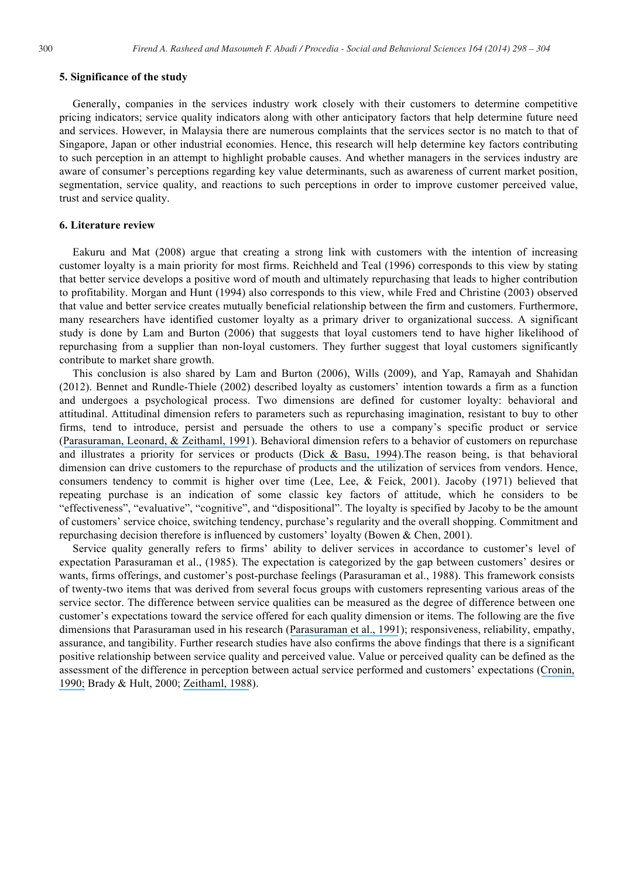## 5. Significance of the study

Generally, companies in the services industry work closely with their customers to determine competitive pricing indicators; service quality indicators along with other anticipatory factors that help determine future need and services. However, in Malaysia there are numerous complaints that the services sector is no match to that of Singapore, Japan or other industrial economies. Hence, this research will help determine key factors contributing to such perception in an attempt to highlight probable causes. And whether managers in the services industry are aware of consumer's perceptions regarding key value determinants, such as awareness of current market position, segmentation, service quality, and reactions to such perceptions in order to improve customer perceived value, trust and service quality.

## 6. Literature review

Eakuru and Mat (2008) argue that creating a strong link with customers with the intention of increasing customer loyalty is a main priority for most firms. Reichheld and Teal (1996) corresponds to this view by stating that better service develops a positive word of mouth and ultimately repurchasing that leads to higher contribution to profitability. Morgan and Hunt (1994) also corresponds to this view, while Fred and Christine (2003) observed that value and better service creates mutually beneficial relationship between the firm and customers. Furthermore, many researchers have identified customer loyalty as a primary driver to organizational success. A significant study is done by Lam and Burton (2006) that suggests that loyal customers tend to have higher likelihood of repurchasing from a supplier than non-loyal customers. They further suggest that loyal customers significantly contribute to market share growth.

This conclusion is also shared by Lam and Burton (2006), Wills (2009), and Yap, Ramayah and Shahidan (2012). Bennet and Rundle-Thiele (2002) described loyalty as customers' intention towards a firm as a function and undergoes a psychological process. Two dimensions are defined for customer loyalty: behavioral and attitudinal. Attitudinal dimension refers to parameters such as repurchasing imagination, resistant to buy to other firms, tend to introduce, persist and persuade the others to use a company's specific product or service (Parasuraman, Leonard, & Zeithaml, 1991). Behavioral dimension refers to a behavior of customers on repurchase and illustrates a priority for services or products (Dick & Basu, 1994).The reason being, is that behavioral dimension can drive customers to the repurchase of products and the utilization of services from vendors. Hence, consumers tendency to commit is higher over time (Lee, Lee, & Feick, 2001). Jacoby (1971) believed that repeating purchase is an indication of some classic key factors of attitude, which he considers to be "effectiveness", "evaluative", "cognitive", and "dispositional". The loyalty is specified by Jacoby to be the amount of customers' service choice, switching tendency, purchase's regularity and the overall shopping. Commitment and repurchasing decision therefore is influenced by customers' loyalty (Bowen & Chen, 2001).

Service quality generally refers to firms' ability to deliver services in accordance to customer's level of expectation Parasuraman et al., (1985). The expectation is categorized by the gap between customers' desires or wants, firms offerings, and customer's post-purchase feelings (Parasuraman et al., 1988). This framework consists of twenty-two items that was derived from several focus groups with customers representing various areas of the service sector. The difference between service qualities can be measured as the degree of difference between one customer's expectations toward the service offered for each quality dimension or items. The following are the five dimensions that Parasuraman used in his research (Parasuraman et al., 1991); responsiveness, reliability, empathy, assurance, and tangibility. Further research studies have also confirms the above findings that there is a significant positive relationship between service quality and perceived value. Value or perceived quality can be defined as the assessment of the difference in perception between actual service performed and customers' expectations (Cronin, 1990; Brady & Hult, 2000; Zeithaml, 1988).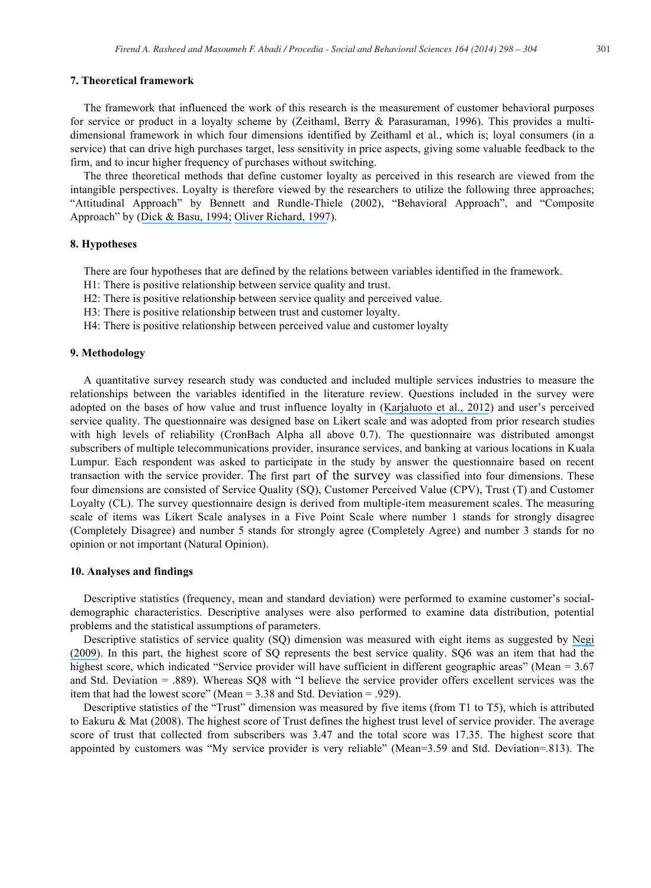## 7. Theoretical framework

The framework that influenced the work of this research is the measurement of customer behavioral purposes for service or product in a loyalty scheme by (Zeithaml, Berry & Parasuraman, 1996). This provides a multi-dimensional framework in which four dimensions identified by Zeithaml et al., which is; loyal consumers (in a service) that can drive high purchases target, less sensitivity in price aspects, giving some valuable feedback to the firm, and to incur higher frequency of purchases without switching.

The three theoretical methods that define customer loyalty as perceived in this research are viewed from the intangible perspectives. Loyalty is therefore viewed by the researchers to utilize the following three approaches; "Attitudinal Approach" by Bennett and Rundle-Thiele (2002), "Behavioral Approach", and "Composite Approach" by (Dick & Basu, 1994; Oliver Richard, 1997).

## 8. Hypotheses

There are four hypotheses that are defined by the relations between variables identified in the framework.

H1: There is positive relationship between service quality and trust.

H2: There is positive relationship between service quality and perceived value.

H3: There is positive relationship between trust and customer loyalty.

H4: There is positive relationship between perceived value and customer loyalty

## 9. Methodology

A quantitative survey research study was conducted and included multiple services industries to measure the relationships between the variables identified in the literature review. Questions included in the survey were adopted on the bases of how value and trust influence loyalty in (Karjaluoto et al., 2012) and user's perceived service quality. The questionnaire was designed base on Likert scale and was adopted from prior research studies with high levels of reliability (CronBach Alpha all above 0.7). The questionnaire was distributed amongst subscribers of multiple telecommunications provider, insurance services, and banking at various locations in Kuala Lumpur. Each respondent was asked to participate in the study by answer the questionnaire based on recent transaction with the service provider. The first part of the survey was classified into four dimensions. These four dimensions are consisted of Service Quality (SQ), Customer Perceived Value (CPV), Trust (T) and Customer Loyalty (CL). The survey questionnaire design is derived from multiple-item measurement scales. The measuring scale of items was Likert Scale analyses in a Five Point Scale where number 1 stands for strongly disagree (Completely Disagree) and number 5 stands for strongly agree (Completely Agree) and number 3 stands for no opinion or not important (Natural Opinion).

## 10. Analyses and findings

Descriptive statistics (frequency, mean and standard deviation) were performed to examine customer's social-demographic characteristics. Descriptive analyses were also performed to examine data distribution, potential problems and the statistical assumptions of parameters.

Descriptive statistics of service quality (SQ) dimension was measured with eight items as suggested by Negi (2009). In this part, the highest score of SQ represents the best service quality. SQ6 was an item that had the highest score, which indicated "Service provider will have sufficient in different geographic areas" (Mean = 3.67 and Std. Deviation = .889). Whereas SQ8 with "I believe the service provider offers excellent services was the item that had the lowest score" (Mean = 3.38 and Std. Deviation = .929).

Descriptive statistics of the "Trust" dimension was measured by five items (from T1 to T5), which is attributed to Eakuru & Mat (2008). The highest score of Trust defines the highest trust level of service provider. The average score of trust that collected from subscribers was 3.47 and the total score was 17.35. The highest score that appointed by customers was "My service provider is very reliable" (Mean=3.59 and Std. Deviation=.813). The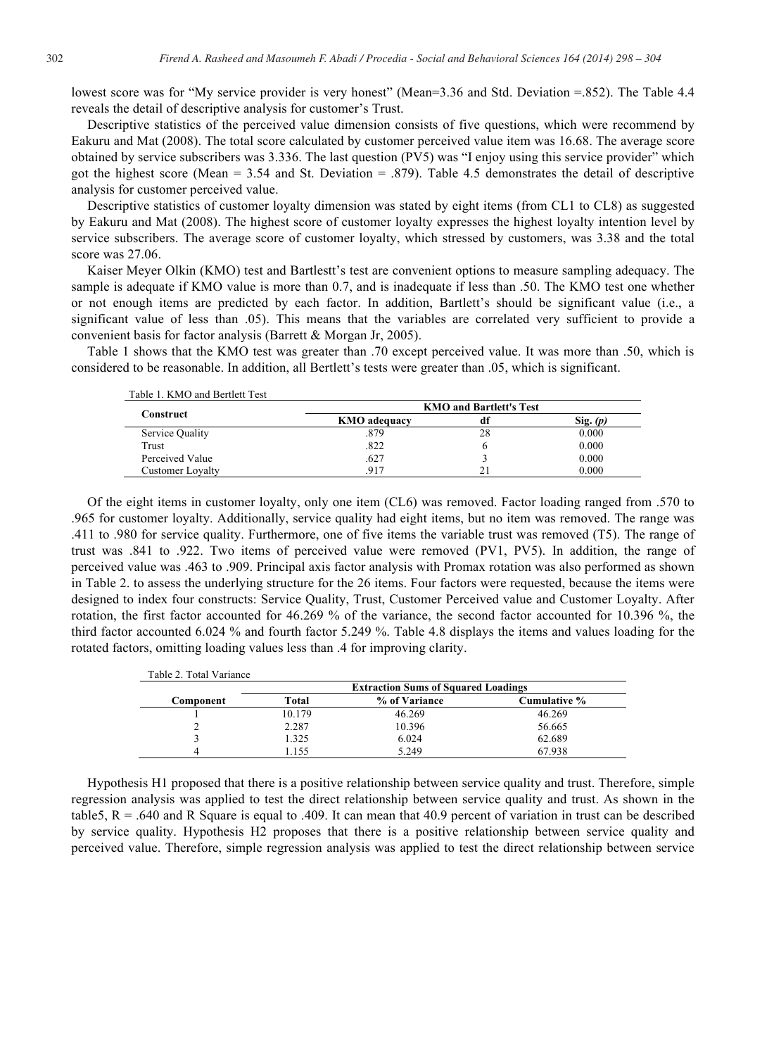lowest score was for "My service provider is very honest" (Mean=3.36 and Std. Deviation =.852). The Table 4.4 reveals the detail of descriptive analysis for customer's Trust.

Descriptive statistics of the perceived value dimension consists of five questions, which were recommend by Eakuru and Mat (2008). The total score calculated by customer perceived value item was 16.68. The average score obtained by service subscribers was 3.336. The last question (PV5) was "I enjoy using this service provider" which got the highest score (Mean = 3.54 and St. Deviation = .879). Table 4.5 demonstrates the detail of descriptive analysis for customer perceived value.

Descriptive statistics of customer loyalty dimension was stated by eight items (from CL1 to CL8) as suggested by Eakuru and Mat (2008). The highest score of customer loyalty expresses the highest loyalty intention level by service subscribers. The average score of customer loyalty, which stressed by customers, was 3.38 and the total score was 27.06.

Kaiser Meyer Olkin (KMO) test and Bartlestt's test are convenient options to measure sampling adequacy. The sample is adequate if KMO value is more than 0.7, and is inadequate if less than .50. The KMO test one whether or not enough items are predicted by each factor. In addition, Bartlett's should be significant value (i.e., a significant value of less than .05). This means that the variables are correlated very sufficient to provide a convenient basis for factor analysis (Barrett & Morgan Jr, 2005).

Table 1 shows that the KMO test was greater than .70 except perceived value. It was more than .50, which is considered to be reasonable. In addition, all Bertlett's tests were greater than .05, which is significant.

Table 1. KMO and Bertlett Test

| Construct | KMO and Bartlett's Test | | |
|---|---|---|---|
| | KMO adequacy | df | Sig. *(p)* |
| Service Quality | .879 | 28 | 0.000 |
| Trust | .822 | 6 | 0.000 |
| Perceived Value | .627 | 3 | 0.000 |
| Customer Loyalty | .917 | 21 | 0.000 |

Of the eight items in customer loyalty, only one item (CL6) was removed. Factor loading ranged from .570 to .965 for customer loyalty. Additionally, service quality had eight items, but no item was removed. The range was .411 to .980 for service quality. Furthermore, one of five items the variable trust was removed (T5). The range of trust was .841 to .922. Two items of perceived value were removed (PV1, PV5). In addition, the range of perceived value was .463 to .909. Principal axis factor analysis with Promax rotation was also performed as shown in Table 2. to assess the underlying structure for the 26 items. Four factors were requested, because the items were designed to index four constructs: Service Quality, Trust, Customer Perceived value and Customer Loyalty. After rotation, the first factor accounted for 46.269 % of the variance, the second factor accounted for 10.396 %, the third factor accounted 6.024 % and fourth factor 5.249 %. Table 4.8 displays the items and values loading for the rotated factors, omitting loading values less than .4 for improving clarity.

Table 2. Total Variance

| Component | Extraction Sums of Squared Loadings | | |
|---|---|---|---|
| | Total | % of Variance | Cumulative % |
| 1 | 10.179 | 46.269 | 46.269 |
| 2 | 2.287 | 10.396 | 56.665 |
| 3 | 1.325 | 6.024 | 62.689 |
| 4 | 1.155 | 5.249 | 67.938 |

Hypothesis H1 proposed that there is a positive relationship between service quality and trust. Therefore, simple regression analysis was applied to test the direct relationship between service quality and trust. As shown in the table5, $R = .640$ and R Square is equal to .409. It can mean that 40.9 percent of variation in trust can be described by service quality. Hypothesis H2 proposes that there is a positive relationship between service quality and perceived value. Therefore, simple regression analysis was applied to test the direct relationship between service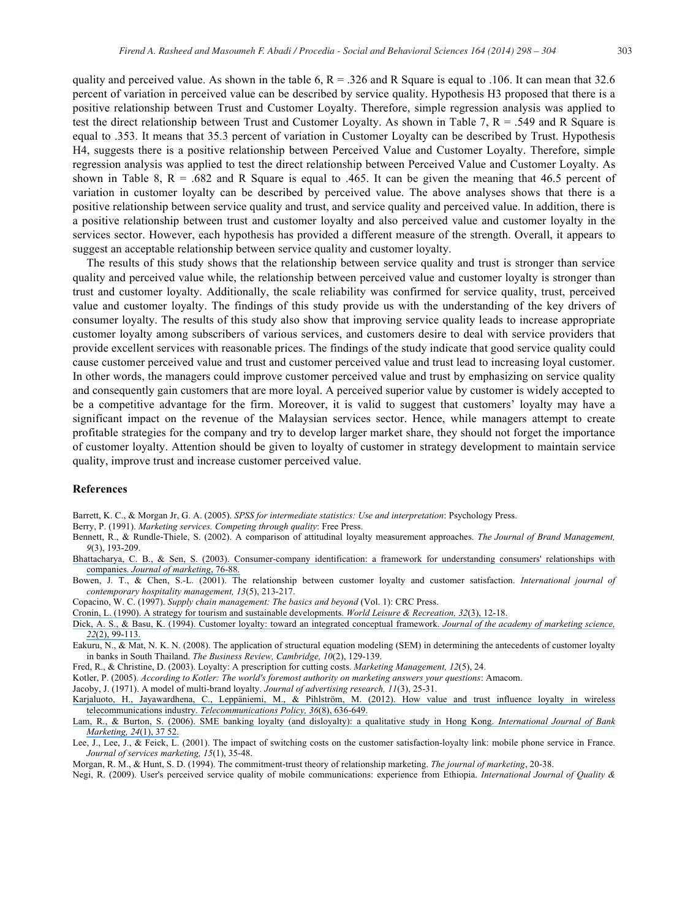quality and perceived value. As shown in the table 6, R = .326 and R Square is equal to .106. It can mean that 32.6 percent of variation in perceived value can be described by service quality. Hypothesis H3 proposed that there is a positive relationship between Trust and Customer Loyalty. Therefore, simple regression analysis was applied to test the direct relationship between Trust and Customer Loyalty. As shown in Table 7, R = .549 and R Square is equal to .353. It means that 35.3 percent of variation in Customer Loyalty can be described by Trust. Hypothesis H4, suggests there is a positive relationship between Perceived Value and Customer Loyalty. Therefore, simple regression analysis was applied to test the direct relationship between Perceived Value and Customer Loyalty. As shown in Table 8, R = .682 and R Square is equal to .465. It can be given the meaning that 46.5 percent of variation in customer loyalty can be described by perceived value. The above analyses shows that there is a positive relationship between service quality and trust, and service quality and perceived value. In addition, there is a positive relationship between trust and customer loyalty and also perceived value and customer loyalty in the services sector. However, each hypothesis has provided a different measure of the strength. Overall, it appears to suggest an acceptable relationship between service quality and customer loyalty.

The results of this study shows that the relationship between service quality and trust is stronger than service quality and perceived value while, the relationship between perceived value and customer loyalty is stronger than trust and customer loyalty. Additionally, the scale reliability was confirmed for service quality, trust, perceived value and customer loyalty. The findings of this study provide us with the understanding of the key drivers of consumer loyalty. The results of this study also show that improving service quality leads to increase appropriate customer loyalty among subscribers of various services, and customers desire to deal with service providers that provide excellent services with reasonable prices. The findings of the study indicate that good service quality could cause customer perceived value and trust and customer perceived value and trust lead to increasing loyal customer. In other words, the managers could improve customer perceived value and trust by emphasizing on service quality and consequently gain customers that are more loyal. A perceived superior value by customer is widely accepted to be a competitive advantage for the firm. Moreover, it is valid to suggest that customers' loyalty may have a significant impact on the revenue of the Malaysian services sector. Hence, while managers attempt to create profitable strategies for the company and try to develop larger market share, they should not forget the importance of customer loyalty. Attention should be given to loyalty of customer in strategy development to maintain service quality, improve trust and increase customer perceived value.

## References

Barrett, K. C., & Morgan Jr, G. A. (2005). *SPSS for intermediate statistics: Use and interpretation*: Psychology Press.

Berry, P. (1991). *Marketing services. Competing through quality*: Free Press.

Bennett, R., & Rundle-Thiele, S. (2002). A comparison of attitudinal loyalty measurement approaches. *The Journal of Brand Management, 9*(3), 193-209.

Bhattacharya, C. B., & Sen, S. (2003). Consumer-company identification: a framework for understanding consumers' relationships with companies. *Journal of marketing*, 76-88.

Bowen, J. T., & Chen, S.-L. (2001). The relationship between customer loyalty and customer satisfaction. *International journal of contemporary hospitality management, 13*(5), 213-217.

Copacino, W. C. (1997). *Supply chain management: The basics and beyond* (Vol. 1): CRC Press.

Cronin, L. (1990). A strategy for tourism and sustainable developments. *World Leisure & Recreation, 32*(3), 12-18.

Dick, A. S., & Basu, K. (1994). Customer loyalty: toward an integrated conceptual framework. *Journal of the academy of marketing science, 22*(2), 99-113.

Eakuru, N., & Mat, N. K. N. (2008). The application of structural equation modeling (SEM) in determining the antecedents of customer loyalty in banks in South Thailand. *The Business Review, Cambridge, 10*(2), 129-139.

Fred, R., & Christine, D. (2003). Loyalty: A prescription for cutting costs. *Marketing Management, 12*(5), 24.

Kotler, P. (2005). *According to Kotler: The world's foremost authority on marketing answers your questions*: Amacom.

Jacoby, J. (1971). A model of multi-brand loyalty. *Journal of advertising research, 11*(3), 25-31.

Karjaluoto, H., Jayawardhena, C., Leppäniemi, M., & Pihlström, M. (2012). How value and trust influence loyalty in wireless telecommunications industry. *Telecommunications Policy, 36*(8), 636-649.

Lam, R., & Burton, S. (2006). SME banking loyalty (and disloyalty): a qualitative study in Hong Kong. *International Journal of Bank Marketing, 24*(1), 37 52.

Lee, J., Lee, J., & Feick, L. (2001). The impact of switching costs on the customer satisfaction-loyalty link: mobile phone service in France. *Journal of services marketing, 15*(1), 35-48.

Morgan, R. M., & Hunt, S. D. (1994). The commitment-trust theory of relationship marketing. *The journal of marketing*, 20-38.

Negi, R. (2009). User's perceived service quality of mobile communications: experience from Ethiopia. *International Journal of Quality &*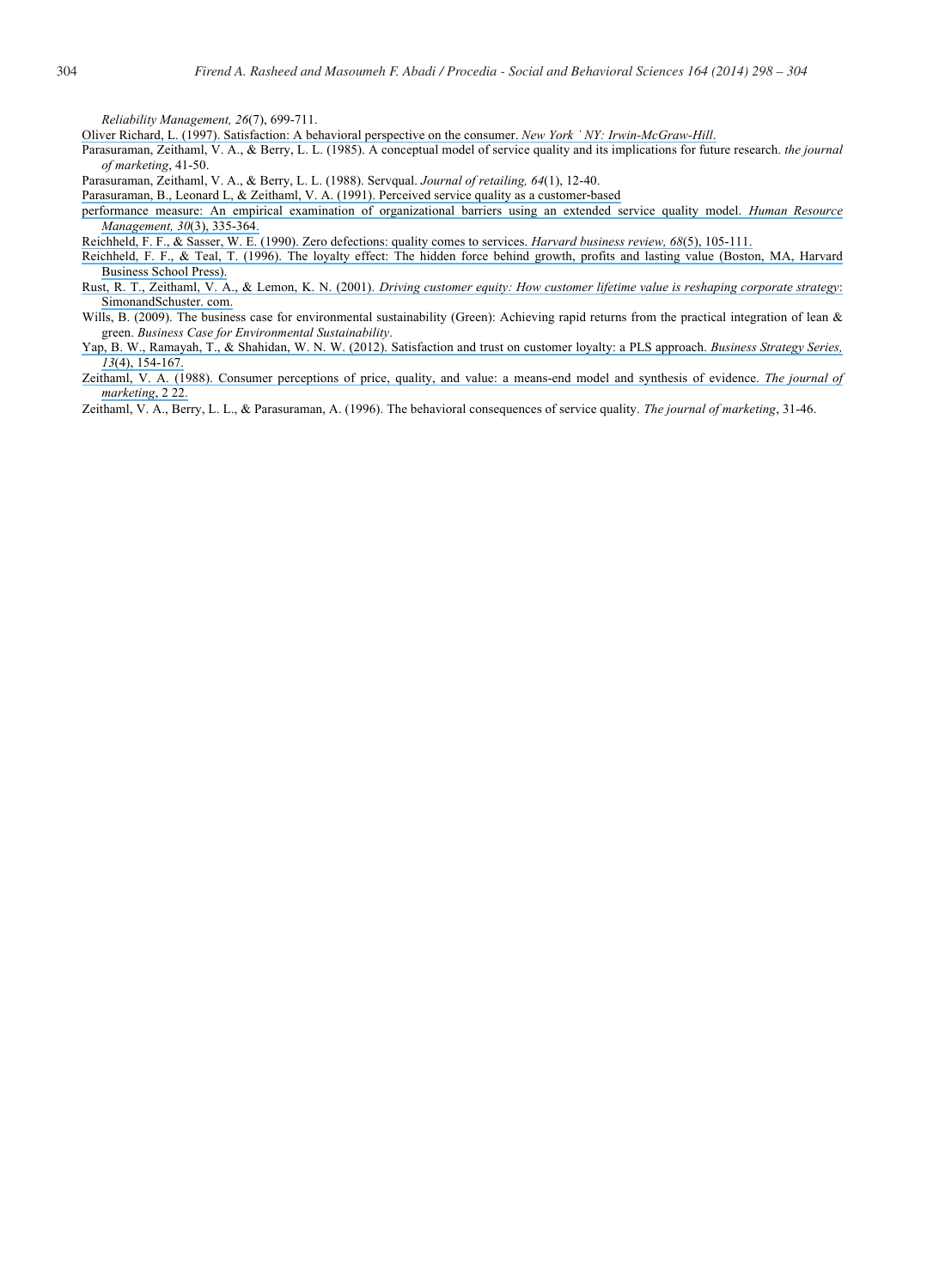*Reliability Management, 26*(7), 699-711.

Oliver Richard, L. (1997). Satisfaction: A behavioral perspective on the consumer. *New York ' NY: Irwin-McGraw-Hill.*

Parasuraman, Zeithaml, V. A., & Berry, L. L. (1985). A conceptual model of service quality and its implications for future research. *the journal of marketing*, 41-50.

Parasuraman, Zeithaml, V. A., & Berry, L. L. (1988). Servqual. *Journal of retailing, 64*(1), 12-40.

Parasuraman, B., Leonard L, & Zeithaml, V. A. (1991). Perceived service quality as a customer-based performance measure: An empirical examination of organizational barriers using an extended service quality model. *Human Resource Management, 30*(3), 335-364.

Reichheld, F. F., & Sasser, W. E. (1990). Zero defections: quality comes to services. *Harvard business review, 68*(5), 105-111.

Reichheld, F. F., & Teal, T. (1996). The loyalty effect: The hidden force behind growth, profits and lasting value (Boston, MA, Harvard Business School Press).

Rust, R. T., Zeithaml, V. A., & Lemon, K. N. (2001). *Driving customer equity: How customer lifetime value is reshaping corporate strategy*: SimonandSchuster. com.

Wills, B. (2009). The business case for environmental sustainability (Green): Achieving rapid returns from the practical integration of lean & green. *Business Case for Environmental Sustainability*.

Yap, B. W., Ramayah, T., & Shahidan, W. N. W. (2012). Satisfaction and trust on customer loyalty: a PLS approach. *Business Strategy Series, 13*(4), 154-167.

Zeithaml, V. A. (1988). Consumer perceptions of price, quality, and value: a means-end model and synthesis of evidence. *The journal of marketing*, 2 22.

Zeithaml, V. A., Berry, L. L., & Parasuraman, A. (1996). The behavioral consequences of service quality. *The journal of marketing*, 31-46.